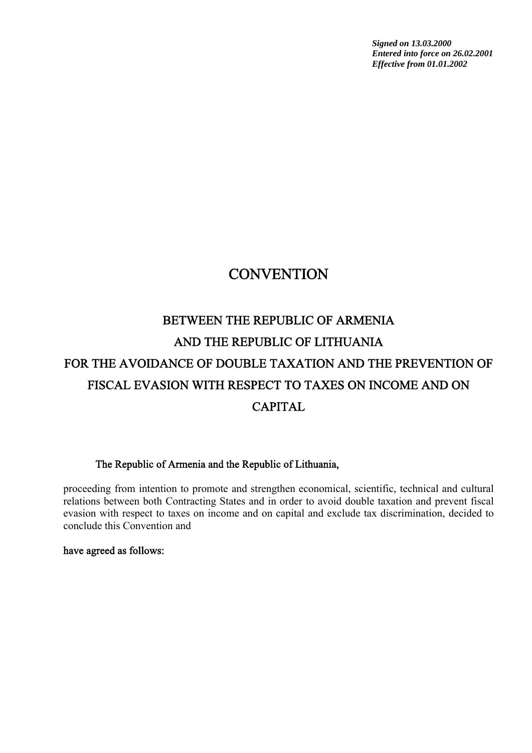***Signed on 13.03.2000***
***Entered into force on 26.02.2001***
***Effective from 01.01.2002***

# CONVENTION

## BETWEEN THE REPUBLIC OF ARMENIA AND THE REPUBLIC OF LITHUANIA FOR THE AVOIDANCE OF DOUBLE TAXATION AND THE PREVENTION OF FISCAL EVASION WITH RESPECT TO TAXES ON INCOME AND ON CAPITAL

**The Republic of Armenia and the Republic of Lithuania,**

proceeding from intention to promote and strengthen economical, scientific, technical and cultural relations between both Contracting States and in order to avoid double taxation and prevent fiscal evasion with respect to taxes on income and on capital and exclude tax discrimination, decided to conclude this Convention and

**have agreed as follows:**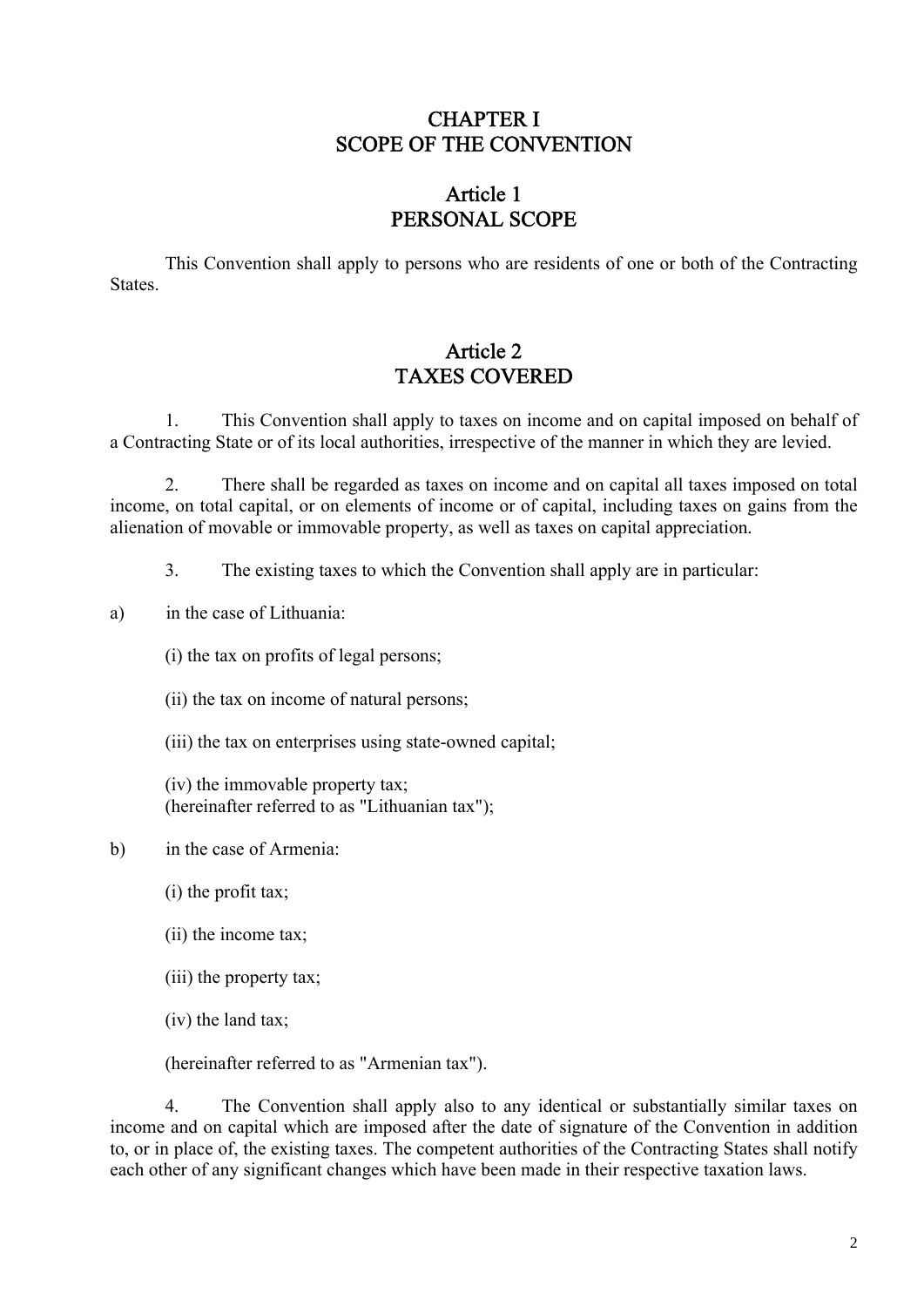# CHAPTER I
# SCOPE OF THE CONVENTION

## Article 1
## PERSONAL SCOPE

This Convention shall apply to persons who are residents of one or both of the Contracting States.

## Article 2
## TAXES COVERED

1. This Convention shall apply to taxes on income and on capital imposed on behalf of a Contracting State or of its local authorities, irrespective of the manner in which they are levied.

2. There shall be regarded as taxes on income and on capital all taxes imposed on total income, on total capital, or on elements of income or of capital, including taxes on gains from the alienation of movable or immovable property, as well as taxes on capital appreciation.

3. The existing taxes to which the Convention shall apply are in particular:

a) in the case of Lithuania:

(i) the tax on profits of legal persons;

(ii) the tax on income of natural persons;

(iii) the tax on enterprises using state-owned capital;

(iv) the immovable property tax;
(hereinafter referred to as "Lithuanian tax");

b) in the case of Armenia:

(i) the profit tax;

(ii) the income tax;

(iii) the property tax;

(iv) the land tax;

(hereinafter referred to as "Armenian tax").

4. The Convention shall apply also to any identical or substantially similar taxes on income and on capital which are imposed after the date of signature of the Convention in addition to, or in place of, the existing taxes. The competent authorities of the Contracting States shall notify each other of any significant changes which have been made in their respective taxation laws.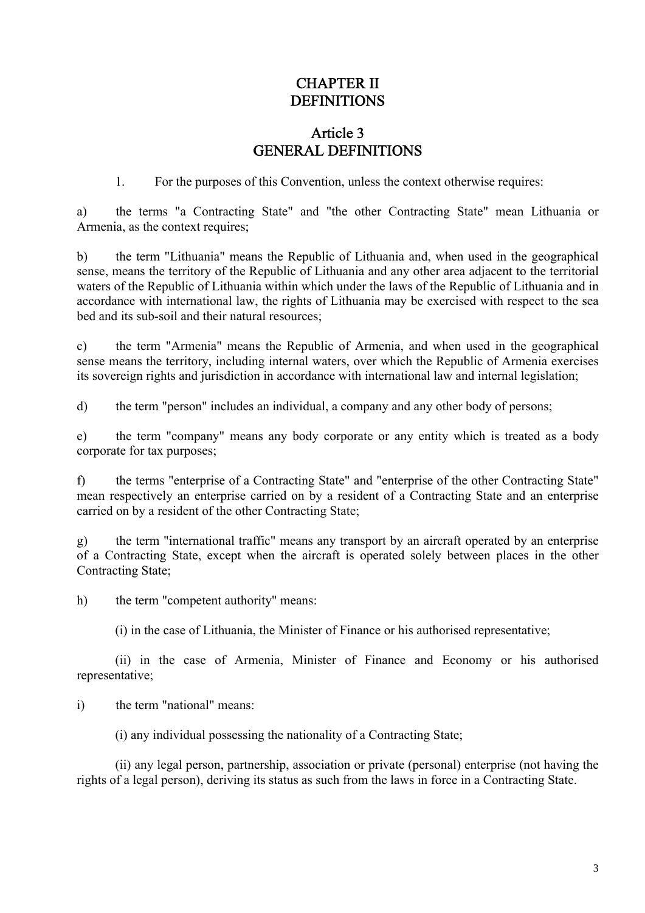## CHAPTER II
## DEFINITIONS

### Article 3
### GENERAL DEFINITIONS

1. For the purposes of this Convention, unless the context otherwise requires:

a) the terms "a Contracting State" and "the other Contracting State" mean Lithuania or Armenia, as the context requires;

b) the term "Lithuania" means the Republic of Lithuania and, when used in the geographical sense, means the territory of the Republic of Lithuania and any other area adjacent to the territorial waters of the Republic of Lithuania within which under the laws of the Republic of Lithuania and in accordance with international law, the rights of Lithuania may be exercised with respect to the sea bed and its sub-soil and their natural resources;

c) the term "Armenia" means the Republic of Armenia, and when used in the geographical sense means the territory, including internal waters, over which the Republic of Armenia exercises its sovereign rights and jurisdiction in accordance with international law and internal legislation;

d) the term "person" includes an individual, a company and any other body of persons;

e) the term "company" means any body corporate or any entity which is treated as a body corporate for tax purposes;

f) the terms "enterprise of a Contracting State" and "enterprise of the other Contracting State" mean respectively an enterprise carried on by a resident of a Contracting State and an enterprise carried on by a resident of the other Contracting State;

g) the term "international traffic" means any transport by an aircraft operated by an enterprise of a Contracting State, except when the aircraft is operated solely between places in the other Contracting State;

h) the term "competent authority" means:

(i) in the case of Lithuania, the Minister of Finance or his authorised representative;

(ii) in the case of Armenia, Minister of Finance and Economy or his authorised representative;

i) the term "national" means:

(i) any individual possessing the nationality of a Contracting State;

(ii) any legal person, partnership, association or private (personal) enterprise (not having the rights of a legal person), deriving its status as such from the laws in force in a Contracting State.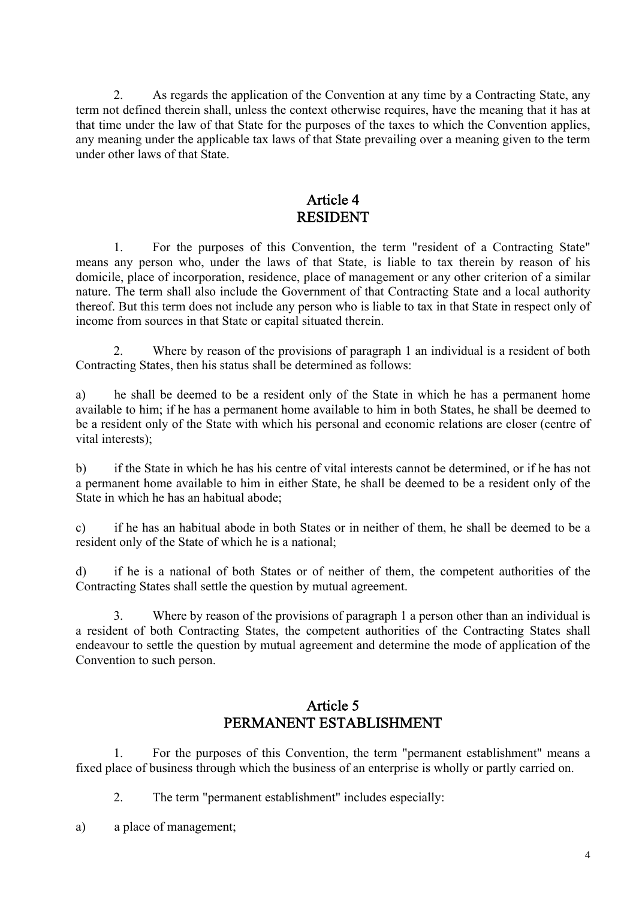2. As regards the application of the Convention at any time by a Contracting State, any term not defined therein shall, unless the context otherwise requires, have the meaning that it has at that time under the law of that State for the purposes of the taxes to which the Convention applies, any meaning under the applicable tax laws of that State prevailing over a meaning given to the term under other laws of that State.

## Article 4
## RESIDENT

1. For the purposes of this Convention, the term "resident of a Contracting State" means any person who, under the laws of that State, is liable to tax therein by reason of his domicile, place of incorporation, residence, place of management or any other criterion of a similar nature. The term shall also include the Government of that Contracting State and a local authority thereof. But this term does not include any person who is liable to tax in that State in respect only of income from sources in that State or capital situated therein.

2. Where by reason of the provisions of paragraph 1 an individual is a resident of both Contracting States, then his status shall be determined as follows:

a) he shall be deemed to be a resident only of the State in which he has a permanent home available to him; if he has a permanent home available to him in both States, he shall be deemed to be a resident only of the State with which his personal and economic relations are closer (centre of vital interests);

b) if the State in which he has his centre of vital interests cannot be determined, or if he has not a permanent home available to him in either State, he shall be deemed to be a resident only of the State in which he has an habitual abode;

c) if he has an habitual abode in both States or in neither of them, he shall be deemed to be a resident only of the State of which he is a national;

d) if he is a national of both States or of neither of them, the competent authorities of the Contracting States shall settle the question by mutual agreement.

3. Where by reason of the provisions of paragraph 1 a person other than an individual is a resident of both Contracting States, the competent authorities of the Contracting States shall endeavour to settle the question by mutual agreement and determine the mode of application of the Convention to such person.

## Article 5
## PERMANENT ESTABLISHMENT

1. For the purposes of this Convention, the term "permanent establishment" means a fixed place of business through which the business of an enterprise is wholly or partly carried on.

2. The term "permanent establishment" includes especially:

a) a place of management;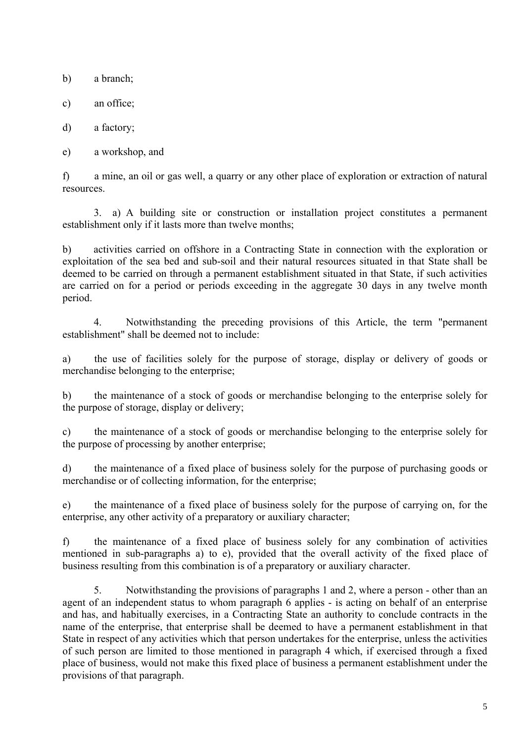b) a branch;

c) an office;

d) a factory;

e) a workshop, and

f) a mine, an oil or gas well, a quarry or any other place of exploration or extraction of natural resources.

3. a) A building site or construction or installation project constitutes a permanent establishment only if it lasts more than twelve months;

b) activities carried on offshore in a Contracting State in connection with the exploration or exploitation of the sea bed and sub-soil and their natural resources situated in that State shall be deemed to be carried on through a permanent establishment situated in that State, if such activities are carried on for a period or periods exceeding in the aggregate 30 days in any twelve month period.

4. Notwithstanding the preceding provisions of this Article, the term "permanent establishment" shall be deemed not to include:

a) the use of facilities solely for the purpose of storage, display or delivery of goods or merchandise belonging to the enterprise;

b) the maintenance of a stock of goods or merchandise belonging to the enterprise solely for the purpose of storage, display or delivery;

c) the maintenance of a stock of goods or merchandise belonging to the enterprise solely for the purpose of processing by another enterprise;

d) the maintenance of a fixed place of business solely for the purpose of purchasing goods or merchandise or of collecting information, for the enterprise;

e) the maintenance of a fixed place of business solely for the purpose of carrying on, for the enterprise, any other activity of a preparatory or auxiliary character;

f) the maintenance of a fixed place of business solely for any combination of activities mentioned in sub-paragraphs a) to e), provided that the overall activity of the fixed place of business resulting from this combination is of a preparatory or auxiliary character.

5. Notwithstanding the provisions of paragraphs 1 and 2, where a person - other than an agent of an independent status to whom paragraph 6 applies - is acting on behalf of an enterprise and has, and habitually exercises, in a Contracting State an authority to conclude contracts in the name of the enterprise, that enterprise shall be deemed to have a permanent establishment in that State in respect of any activities which that person undertakes for the enterprise, unless the activities of such person are limited to those mentioned in paragraph 4 which, if exercised through a fixed place of business, would not make this fixed place of business a permanent establishment under the provisions of that paragraph.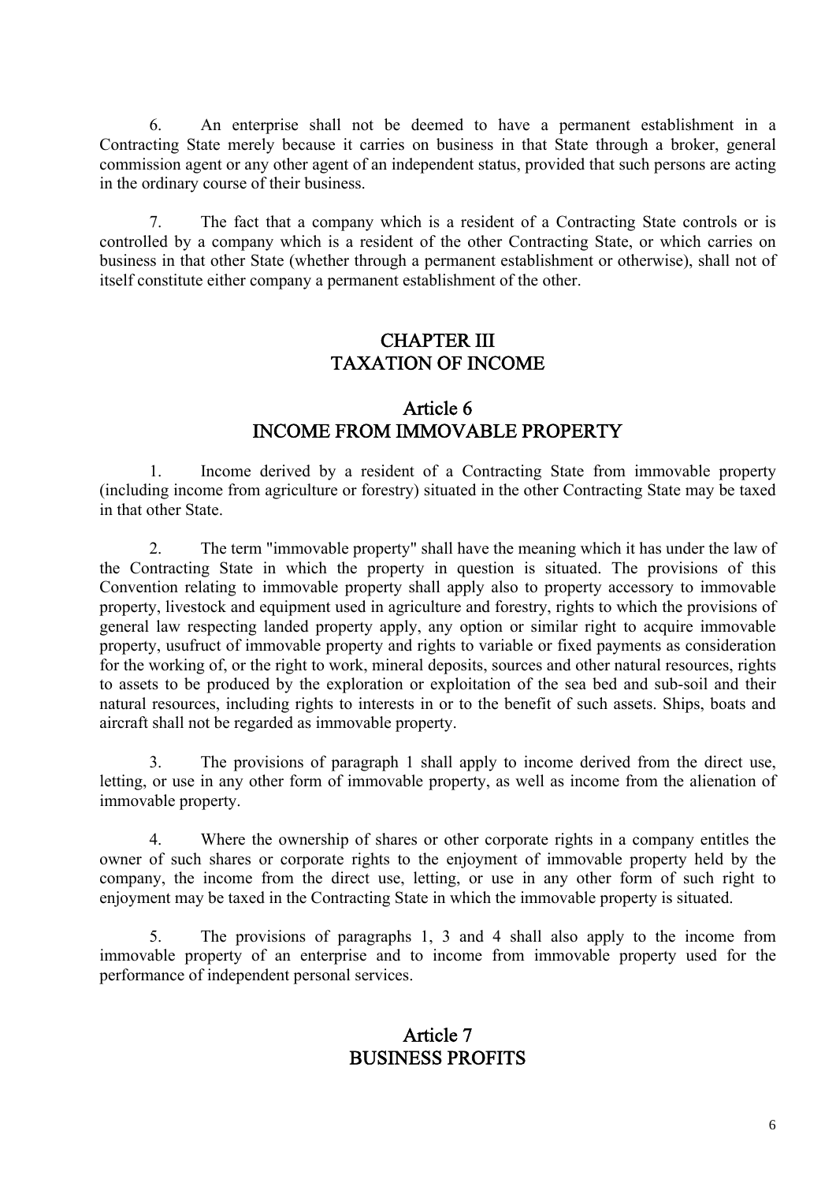6. An enterprise shall not be deemed to have a permanent establishment in a Contracting State merely because it carries on business in that State through a broker, general commission agent or any other agent of an independent status, provided that such persons are acting in the ordinary course of their business.

7. The fact that a company which is a resident of a Contracting State controls or is controlled by a company which is a resident of the other Contracting State, or which carries on business in that other State (whether through a permanent establishment or otherwise), shall not of itself constitute either company a permanent establishment of the other.

## CHAPTER III
## TAXATION OF INCOME

### Article 6
### INCOME FROM IMMOVABLE PROPERTY

1. Income derived by a resident of a Contracting State from immovable property (including income from agriculture or forestry) situated in the other Contracting State may be taxed in that other State.

2. The term "immovable property" shall have the meaning which it has under the law of the Contracting State in which the property in question is situated. The provisions of this Convention relating to immovable property shall apply also to property accessory to immovable property, livestock and equipment used in agriculture and forestry, rights to which the provisions of general law respecting landed property apply, any option or similar right to acquire immovable property, usufruct of immovable property and rights to variable or fixed payments as consideration for the working of, or the right to work, mineral deposits, sources and other natural resources, rights to assets to be produced by the exploration or exploitation of the sea bed and sub-soil and their natural resources, including rights to interests in or to the benefit of such assets. Ships, boats and aircraft shall not be regarded as immovable property.

3. The provisions of paragraph 1 shall apply to income derived from the direct use, letting, or use in any other form of immovable property, as well as income from the alienation of immovable property.

4. Where the ownership of shares or other corporate rights in a company entitles the owner of such shares or corporate rights to the enjoyment of immovable property held by the company, the income from the direct use, letting, or use in any other form of such right to enjoyment may be taxed in the Contracting State in which the immovable property is situated.

5. The provisions of paragraphs 1, 3 and 4 shall also apply to the income from immovable property of an enterprise and to income from immovable property used for the performance of independent personal services.

### Article 7
### BUSINESS PROFITS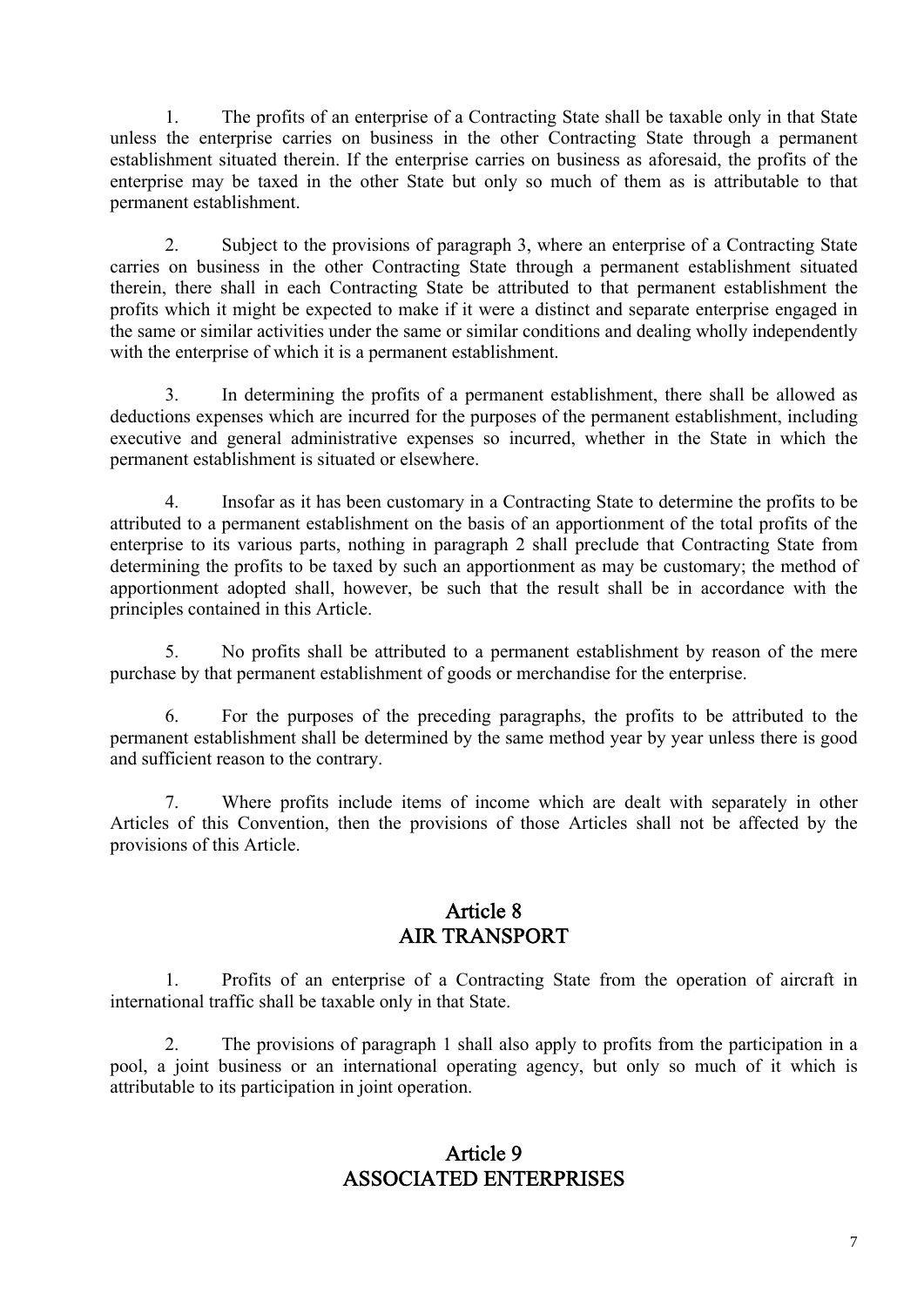1. The profits of an enterprise of a Contracting State shall be taxable only in that State unless the enterprise carries on business in the other Contracting State through a permanent establishment situated therein. If the enterprise carries on business as aforesaid, the profits of the enterprise may be taxed in the other State but only so much of them as is attributable to that permanent establishment.

2. Subject to the provisions of paragraph 3, where an enterprise of a Contracting State carries on business in the other Contracting State through a permanent establishment situated therein, there shall in each Contracting State be attributed to that permanent establishment the profits which it might be expected to make if it were a distinct and separate enterprise engaged in the same or similar activities under the same or similar conditions and dealing wholly independently with the enterprise of which it is a permanent establishment.

3. In determining the profits of a permanent establishment, there shall be allowed as deductions expenses which are incurred for the purposes of the permanent establishment, including executive and general administrative expenses so incurred, whether in the State in which the permanent establishment is situated or elsewhere.

4. Insofar as it has been customary in a Contracting State to determine the profits to be attributed to a permanent establishment on the basis of an apportionment of the total profits of the enterprise to its various parts, nothing in paragraph 2 shall preclude that Contracting State from determining the profits to be taxed by such an apportionment as may be customary; the method of apportionment adopted shall, however, be such that the result shall be in accordance with the principles contained in this Article.

5. No profits shall be attributed to a permanent establishment by reason of the mere purchase by that permanent establishment of goods or merchandise for the enterprise.

6. For the purposes of the preceding paragraphs, the profits to be attributed to the permanent establishment shall be determined by the same method year by year unless there is good and sufficient reason to the contrary.

7. Where profits include items of income which are dealt with separately in other Articles of this Convention, then the provisions of those Articles shall not be affected by the provisions of this Article.

## Article 8
## AIR TRANSPORT

1. Profits of an enterprise of a Contracting State from the operation of aircraft in international traffic shall be taxable only in that State.

2. The provisions of paragraph 1 shall also apply to profits from the participation in a pool, a joint business or an international operating agency, but only so much of it which is attributable to its participation in joint operation.

## Article 9
## ASSOCIATED ENTERPRISES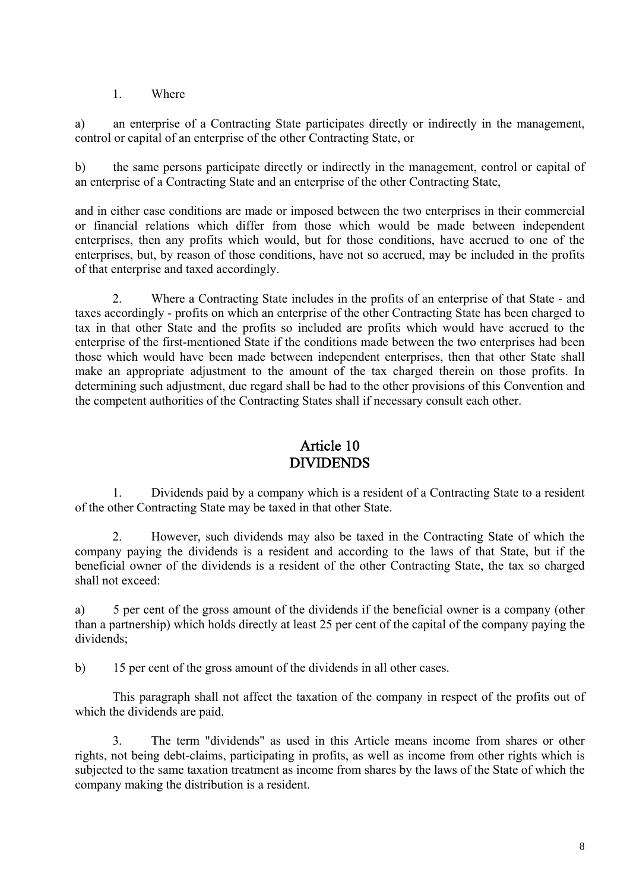1. Where

a) an enterprise of a Contracting State participates directly or indirectly in the management, control or capital of an enterprise of the other Contracting State, or

b) the same persons participate directly or indirectly in the management, control or capital of an enterprise of a Contracting State and an enterprise of the other Contracting State,

and in either case conditions are made or imposed between the two enterprises in their commercial or financial relations which differ from those which would be made between independent enterprises, then any profits which would, but for those conditions, have accrued to one of the enterprises, but, by reason of those conditions, have not so accrued, may be included in the profits of that enterprise and taxed accordingly.

2. Where a Contracting State includes in the profits of an enterprise of that State - and taxes accordingly - profits on which an enterprise of the other Contracting State has been charged to tax in that other State and the profits so included are profits which would have accrued to the enterprise of the first-mentioned State if the conditions made between the two enterprises had been those which would have been made between independent enterprises, then that other State shall make an appropriate adjustment to the amount of the tax charged therein on those profits. In determining such adjustment, due regard shall be had to the other provisions of this Convention and the competent authorities of the Contracting States shall if necessary consult each other.

## Article 10
## DIVIDENDS

1. Dividends paid by a company which is a resident of a Contracting State to a resident of the other Contracting State may be taxed in that other State.

2. However, such dividends may also be taxed in the Contracting State of which the company paying the dividends is a resident and according to the laws of that State, but if the beneficial owner of the dividends is a resident of the other Contracting State, the tax so charged shall not exceed:

a) 5 per cent of the gross amount of the dividends if the beneficial owner is a company (other than a partnership) which holds directly at least 25 per cent of the capital of the company paying the dividends;

b) 15 per cent of the gross amount of the dividends in all other cases.

This paragraph shall not affect the taxation of the company in respect of the profits out of which the dividends are paid.

3. The term "dividends" as used in this Article means income from shares or other rights, not being debt-claims, participating in profits, as well as income from other rights which is subjected to the same taxation treatment as income from shares by the laws of the State of which the company making the distribution is a resident.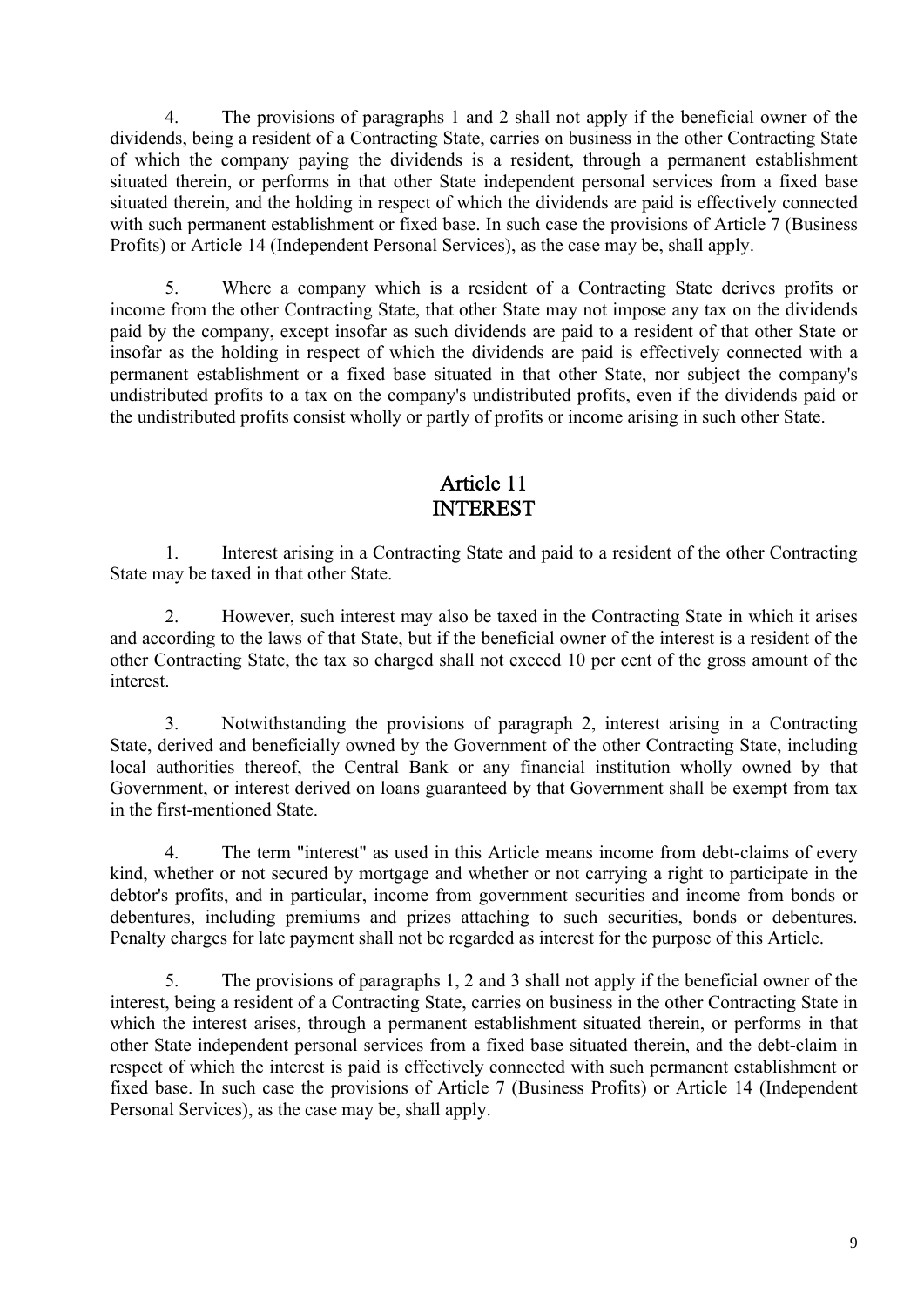4. The provisions of paragraphs 1 and 2 shall not apply if the beneficial owner of the dividends, being a resident of a Contracting State, carries on business in the other Contracting State of which the company paying the dividends is a resident, through a permanent establishment situated therein, or performs in that other State independent personal services from a fixed base situated therein, and the holding in respect of which the dividends are paid is effectively connected with such permanent establishment or fixed base. In such case the provisions of Article 7 (Business Profits) or Article 14 (Independent Personal Services), as the case may be, shall apply.

5. Where a company which is a resident of a Contracting State derives profits or income from the other Contracting State, that other State may not impose any tax on the dividends paid by the company, except insofar as such dividends are paid to a resident of that other State or insofar as the holding in respect of which the dividends are paid is effectively connected with a permanent establishment or a fixed base situated in that other State, nor subject the company's undistributed profits to a tax on the company's undistributed profits, even if the dividends paid or the undistributed profits consist wholly or partly of profits or income arising in such other State.

## Article 11
## INTEREST

1. Interest arising in a Contracting State and paid to a resident of the other Contracting State may be taxed in that other State.

2. However, such interest may also be taxed in the Contracting State in which it arises and according to the laws of that State, but if the beneficial owner of the interest is a resident of the other Contracting State, the tax so charged shall not exceed 10 per cent of the gross amount of the interest.

3. Notwithstanding the provisions of paragraph 2, interest arising in a Contracting State, derived and beneficially owned by the Government of the other Contracting State, including local authorities thereof, the Central Bank or any financial institution wholly owned by that Government, or interest derived on loans guaranteed by that Government shall be exempt from tax in the first-mentioned State.

4. The term "interest" as used in this Article means income from debt-claims of every kind, whether or not secured by mortgage and whether or not carrying a right to participate in the debtor's profits, and in particular, income from government securities and income from bonds or debentures, including premiums and prizes attaching to such securities, bonds or debentures. Penalty charges for late payment shall not be regarded as interest for the purpose of this Article.

5. The provisions of paragraphs 1, 2 and 3 shall not apply if the beneficial owner of the interest, being a resident of a Contracting State, carries on business in the other Contracting State in which the interest arises, through a permanent establishment situated therein, or performs in that other State independent personal services from a fixed base situated therein, and the debt-claim in respect of which the interest is paid is effectively connected with such permanent establishment or fixed base. In such case the provisions of Article 7 (Business Profits) or Article 14 (Independent Personal Services), as the case may be, shall apply.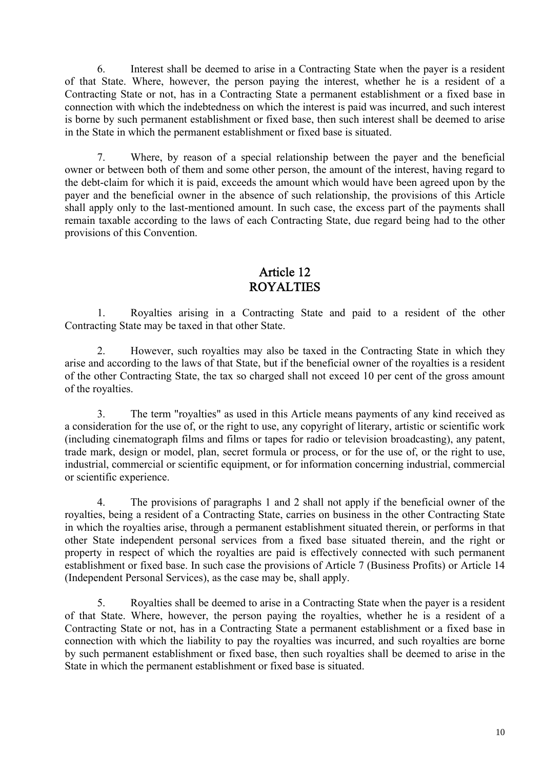6. Interest shall be deemed to arise in a Contracting State when the payer is a resident of that State. Where, however, the person paying the interest, whether he is a resident of a Contracting State or not, has in a Contracting State a permanent establishment or a fixed base in connection with which the indebtedness on which the interest is paid was incurred, and such interest is borne by such permanent establishment or fixed base, then such interest shall be deemed to arise in the State in which the permanent establishment or fixed base is situated.

7. Where, by reason of a special relationship between the payer and the beneficial owner or between both of them and some other person, the amount of the interest, having regard to the debt-claim for which it is paid, exceeds the amount which would have been agreed upon by the payer and the beneficial owner in the absence of such relationship, the provisions of this Article shall apply only to the last-mentioned amount. In such case, the excess part of the payments shall remain taxable according to the laws of each Contracting State, due regard being had to the other provisions of this Convention.

## Article 12
## ROYALTIES

1. Royalties arising in a Contracting State and paid to a resident of the other Contracting State may be taxed in that other State.

2. However, such royalties may also be taxed in the Contracting State in which they arise and according to the laws of that State, but if the beneficial owner of the royalties is a resident of the other Contracting State, the tax so charged shall not exceed 10 per cent of the gross amount of the royalties.

3. The term "royalties" as used in this Article means payments of any kind received as a consideration for the use of, or the right to use, any copyright of literary, artistic or scientific work (including cinematograph films and films or tapes for radio or television broadcasting), any patent, trade mark, design or model, plan, secret formula or process, or for the use of, or the right to use, industrial, commercial or scientific equipment, or for information concerning industrial, commercial or scientific experience.

4. The provisions of paragraphs 1 and 2 shall not apply if the beneficial owner of the royalties, being a resident of a Contracting State, carries on business in the other Contracting State in which the royalties arise, through a permanent establishment situated therein, or performs in that other State independent personal services from a fixed base situated therein, and the right or property in respect of which the royalties are paid is effectively connected with such permanent establishment or fixed base. In such case the provisions of Article 7 (Business Profits) or Article 14 (Independent Personal Services), as the case may be, shall apply.

5. Royalties shall be deemed to arise in a Contracting State when the payer is a resident of that State. Where, however, the person paying the royalties, whether he is a resident of a Contracting State or not, has in a Contracting State a permanent establishment or a fixed base in connection with which the liability to pay the royalties was incurred, and such royalties are borne by such permanent establishment or fixed base, then such royalties shall be deemed to arise in the State in which the permanent establishment or fixed base is situated.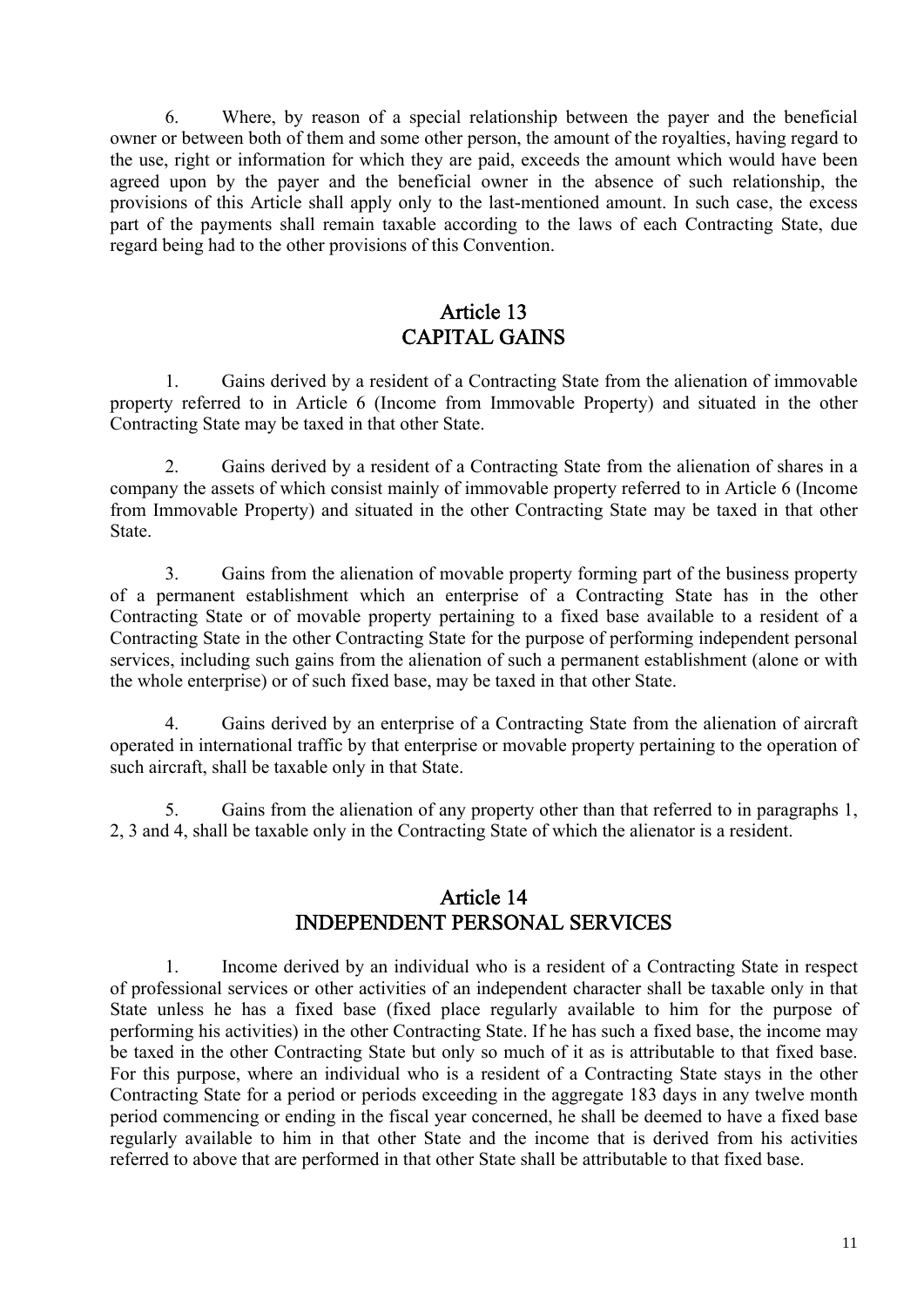6. Where, by reason of a special relationship between the payer and the beneficial owner or between both of them and some other person, the amount of the royalties, having regard to the use, right or information for which they are paid, exceeds the amount which would have been agreed upon by the payer and the beneficial owner in the absence of such relationship, the provisions of this Article shall apply only to the last-mentioned amount. In such case, the excess part of the payments shall remain taxable according to the laws of each Contracting State, due regard being had to the other provisions of this Convention.

## Article 13
## CAPITAL GAINS

1. Gains derived by a resident of a Contracting State from the alienation of immovable property referred to in Article 6 (Income from Immovable Property) and situated in the other Contracting State may be taxed in that other State.

2. Gains derived by a resident of a Contracting State from the alienation of shares in a company the assets of which consist mainly of immovable property referred to in Article 6 (Income from Immovable Property) and situated in the other Contracting State may be taxed in that other State.

3. Gains from the alienation of movable property forming part of the business property of a permanent establishment which an enterprise of a Contracting State has in the other Contracting State or of movable property pertaining to a fixed base available to a resident of a Contracting State in the other Contracting State for the purpose of performing independent personal services, including such gains from the alienation of such a permanent establishment (alone or with the whole enterprise) or of such fixed base, may be taxed in that other State.

4. Gains derived by an enterprise of a Contracting State from the alienation of aircraft operated in international traffic by that enterprise or movable property pertaining to the operation of such aircraft, shall be taxable only in that State.

5. Gains from the alienation of any property other than that referred to in paragraphs 1, 2, 3 and 4, shall be taxable only in the Contracting State of which the alienator is a resident.

## Article 14
## INDEPENDENT PERSONAL SERVICES

1. Income derived by an individual who is a resident of a Contracting State in respect of professional services or other activities of an independent character shall be taxable only in that State unless he has a fixed base (fixed place regularly available to him for the purpose of performing his activities) in the other Contracting State. If he has such a fixed base, the income may be taxed in the other Contracting State but only so much of it as is attributable to that fixed base. For this purpose, where an individual who is a resident of a Contracting State stays in the other Contracting State for a period or periods exceeding in the aggregate 183 days in any twelve month period commencing or ending in the fiscal year concerned, he shall be deemed to have a fixed base regularly available to him in that other State and the income that is derived from his activities referred to above that are performed in that other State shall be attributable to that fixed base.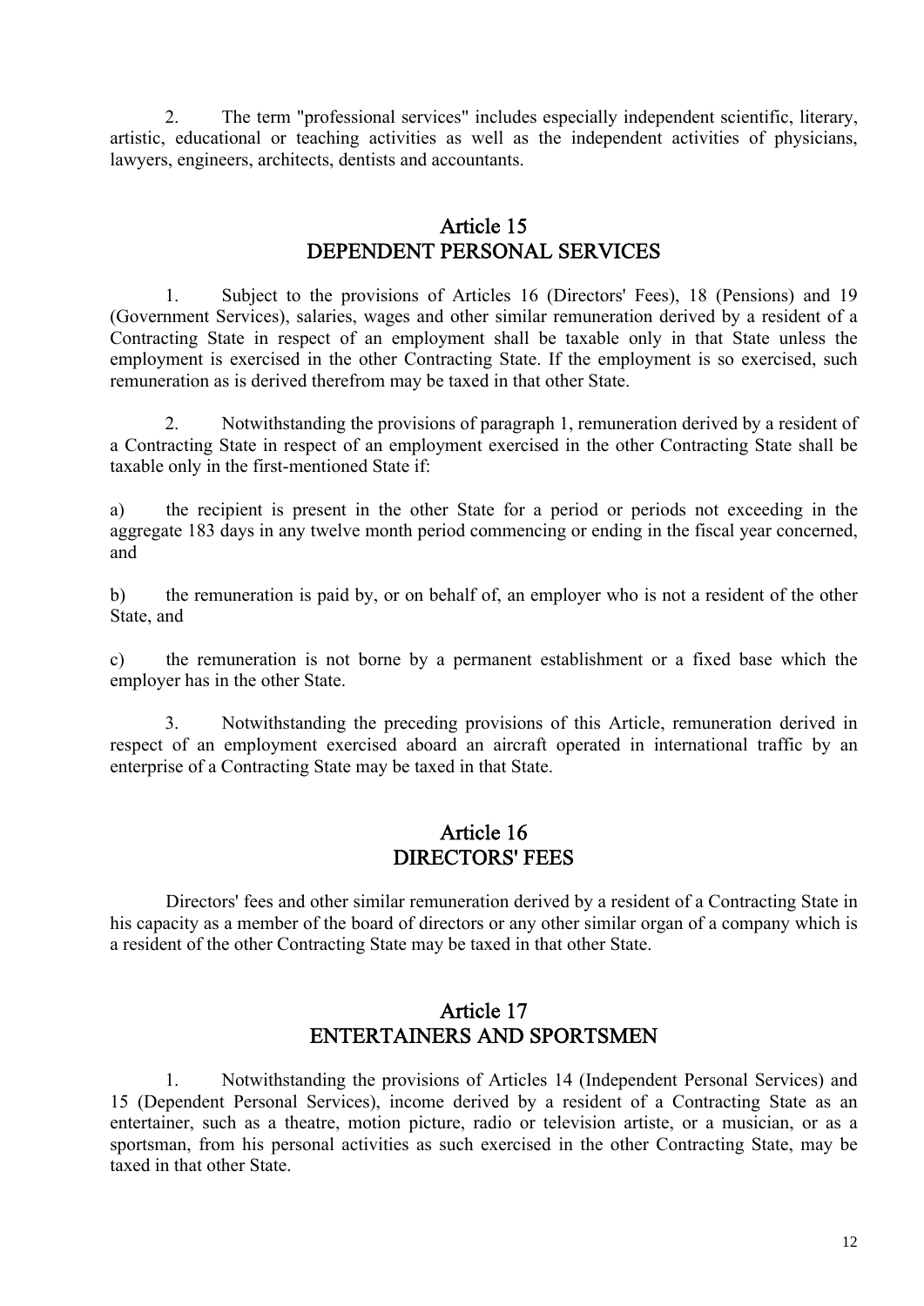2. The term "professional services" includes especially independent scientific, literary, artistic, educational or teaching activities as well as the independent activities of physicians, lawyers, engineers, architects, dentists and accountants.

## Article 15
## DEPENDENT PERSONAL SERVICES

1. Subject to the provisions of Articles 16 (Directors' Fees), 18 (Pensions) and 19 (Government Services), salaries, wages and other similar remuneration derived by a resident of a Contracting State in respect of an employment shall be taxable only in that State unless the employment is exercised in the other Contracting State. If the employment is so exercised, such remuneration as is derived therefrom may be taxed in that other State.

2. Notwithstanding the provisions of paragraph 1, remuneration derived by a resident of a Contracting State in respect of an employment exercised in the other Contracting State shall be taxable only in the first-mentioned State if:

a) the recipient is present in the other State for a period or periods not exceeding in the aggregate 183 days in any twelve month period commencing or ending in the fiscal year concerned, and

b) the remuneration is paid by, or on behalf of, an employer who is not a resident of the other State, and

c) the remuneration is not borne by a permanent establishment or a fixed base which the employer has in the other State.

3. Notwithstanding the preceding provisions of this Article, remuneration derived in respect of an employment exercised aboard an aircraft operated in international traffic by an enterprise of a Contracting State may be taxed in that State.

## Article 16
## DIRECTORS' FEES

Directors' fees and other similar remuneration derived by a resident of a Contracting State in his capacity as a member of the board of directors or any other similar organ of a company which is a resident of the other Contracting State may be taxed in that other State.

## Article 17
## ENTERTAINERS AND SPORTSMEN

1. Notwithstanding the provisions of Articles 14 (Independent Personal Services) and 15 (Dependent Personal Services), income derived by a resident of a Contracting State as an entertainer, such as a theatre, motion picture, radio or television artiste, or a musician, or as a sportsman, from his personal activities as such exercised in the other Contracting State, may be taxed in that other State.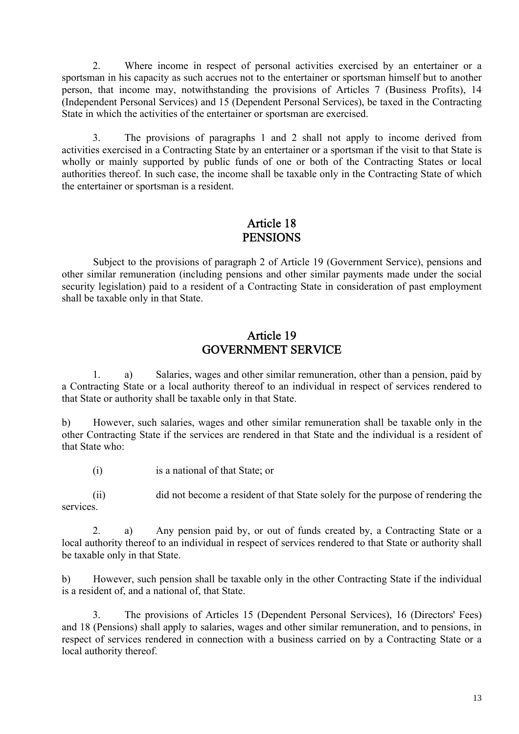2. Where income in respect of personal activities exercised by an entertainer or a sportsman in his capacity as such accrues not to the entertainer or sportsman himself but to another person, that income may, notwithstanding the provisions of Articles 7 (Business Profits), 14 (Independent Personal Services) and 15 (Dependent Personal Services), be taxed in the Contracting State in which the activities of the entertainer or sportsman are exercised.

3. The provisions of paragraphs 1 and 2 shall not apply to income derived from activities exercised in a Contracting State by an entertainer or a sportsman if the visit to that State is wholly or mainly supported by public funds of one or both of the Contracting States or local authorities thereof. In such case, the income shall be taxable only in the Contracting State of which the entertainer or sportsman is a resident.

## Article 18
## PENSIONS

Subject to the provisions of paragraph 2 of Article 19 (Government Service), pensions and other similar remuneration (including pensions and other similar payments made under the social security legislation) paid to a resident of a Contracting State in consideration of past employment shall be taxable only in that State.

## Article 19
## GOVERNMENT SERVICE

1. a) Salaries, wages and other similar remuneration, other than a pension, paid by a Contracting State or a local authority thereof to an individual in respect of services rendered to that State or authority shall be taxable only in that State.

b) However, such salaries, wages and other similar remuneration shall be taxable only in the other Contracting State if the services are rendered in that State and the individual is a resident of that State who:

(i) is a national of that State; or

(ii) did not become a resident of that State solely for the purpose of rendering the services.

2. a) Any pension paid by, or out of funds created by, a Contracting State or a local authority thereof to an individual in respect of services rendered to that State or authority shall be taxable only in that State.

b) However, such pension shall be taxable only in the other Contracting State if the individual is a resident of, and a national of, that State.

3. The provisions of Articles 15 (Dependent Personal Services), 16 (Directors' Fees) and 18 (Pensions) shall apply to salaries, wages and other similar remuneration, and to pensions, in respect of services rendered in connection with a business carried on by a Contracting State or a local authority thereof.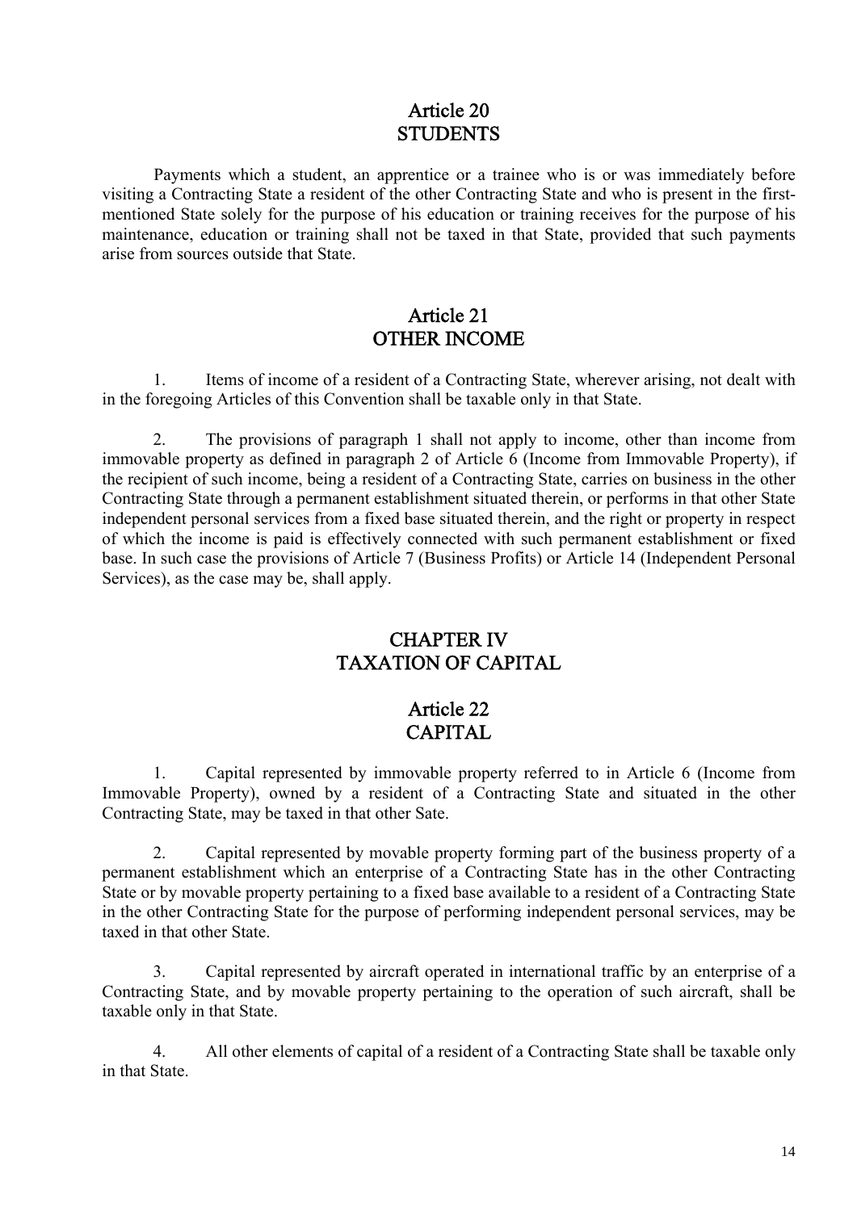## Article 20
## STUDENTS

Payments which a student, an apprentice or a trainee who is or was immediately before visiting a Contracting State a resident of the other Contracting State and who is present in the first-mentioned State solely for the purpose of his education or training receives for the purpose of his maintenance, education or training shall not be taxed in that State, provided that such payments arise from sources outside that State.

## Article 21
## OTHER INCOME

1. Items of income of a resident of a Contracting State, wherever arising, not dealt with in the foregoing Articles of this Convention shall be taxable only in that State.

2. The provisions of paragraph 1 shall not apply to income, other than income from immovable property as defined in paragraph 2 of Article 6 (Income from Immovable Property), if the recipient of such income, being a resident of a Contracting State, carries on business in the other Contracting State through a permanent establishment situated therein, or performs in that other State independent personal services from a fixed base situated therein, and the right or property in respect of which the income is paid is effectively connected with such permanent establishment or fixed base. In such case the provisions of Article 7 (Business Profits) or Article 14 (Independent Personal Services), as the case may be, shall apply.

# CHAPTER IV
# TAXATION OF CAPITAL

## Article 22
## CAPITAL

1. Capital represented by immovable property referred to in Article 6 (Income from Immovable Property), owned by a resident of a Contracting State and situated in the other Contracting State, may be taxed in that other Sate.

2. Capital represented by movable property forming part of the business property of a permanent establishment which an enterprise of a Contracting State has in the other Contracting State or by movable property pertaining to a fixed base available to a resident of a Contracting State in the other Contracting State for the purpose of performing independent personal services, may be taxed in that other State.

3. Capital represented by aircraft operated in international traffic by an enterprise of a Contracting State, and by movable property pertaining to the operation of such aircraft, shall be taxable only in that State.

4. All other elements of capital of a resident of a Contracting State shall be taxable only in that State.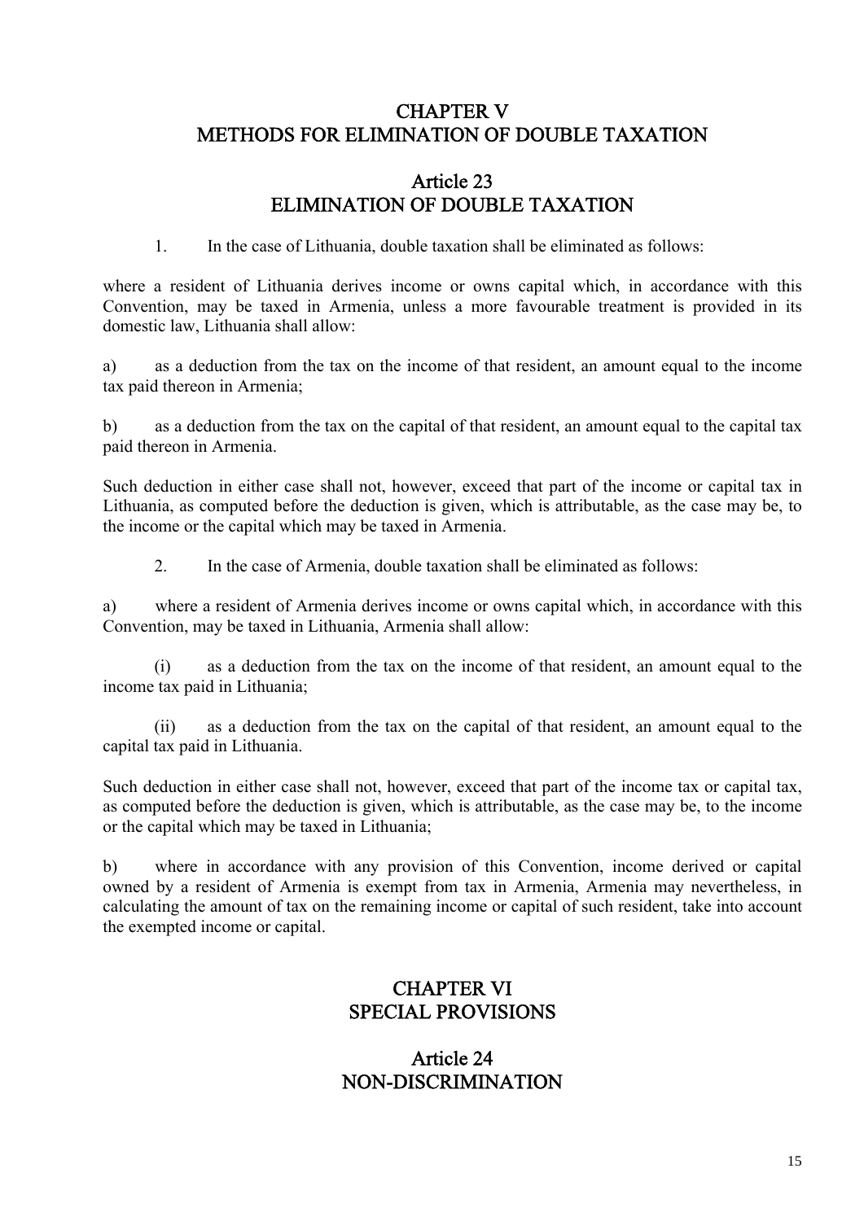## CHAPTER V
## METHODS FOR ELIMINATION OF DOUBLE TAXATION

### Article 23
### ELIMINATION OF DOUBLE TAXATION

1. In the case of Lithuania, double taxation shall be eliminated as follows:

where a resident of Lithuania derives income or owns capital which, in accordance with this Convention, may be taxed in Armenia, unless a more favourable treatment is provided in its domestic law, Lithuania shall allow:

a) as a deduction from the tax on the income of that resident, an amount equal to the income tax paid thereon in Armenia;

b) as a deduction from the tax on the capital of that resident, an amount equal to the capital tax paid thereon in Armenia.

Such deduction in either case shall not, however, exceed that part of the income or capital tax in Lithuania, as computed before the deduction is given, which is attributable, as the case may be, to the income or the capital which may be taxed in Armenia.

2. In the case of Armenia, double taxation shall be eliminated as follows:

a) where a resident of Armenia derives income or owns capital which, in accordance with this Convention, may be taxed in Lithuania, Armenia shall allow:

(i) as a deduction from the tax on the income of that resident, an amount equal to the income tax paid in Lithuania;

(ii) as a deduction from the tax on the capital of that resident, an amount equal to the capital tax paid in Lithuania.

Such deduction in either case shall not, however, exceed that part of the income tax or capital tax, as computed before the deduction is given, which is attributable, as the case may be, to the income or the capital which may be taxed in Lithuania;

b) where in accordance with any provision of this Convention, income derived or capital owned by a resident of Armenia is exempt from tax in Armenia, Armenia may nevertheless, in calculating the amount of tax on the remaining income or capital of such resident, take into account the exempted income or capital.

## CHAPTER VI
## SPECIAL PROVISIONS

### Article 24
### NON-DISCRIMINATION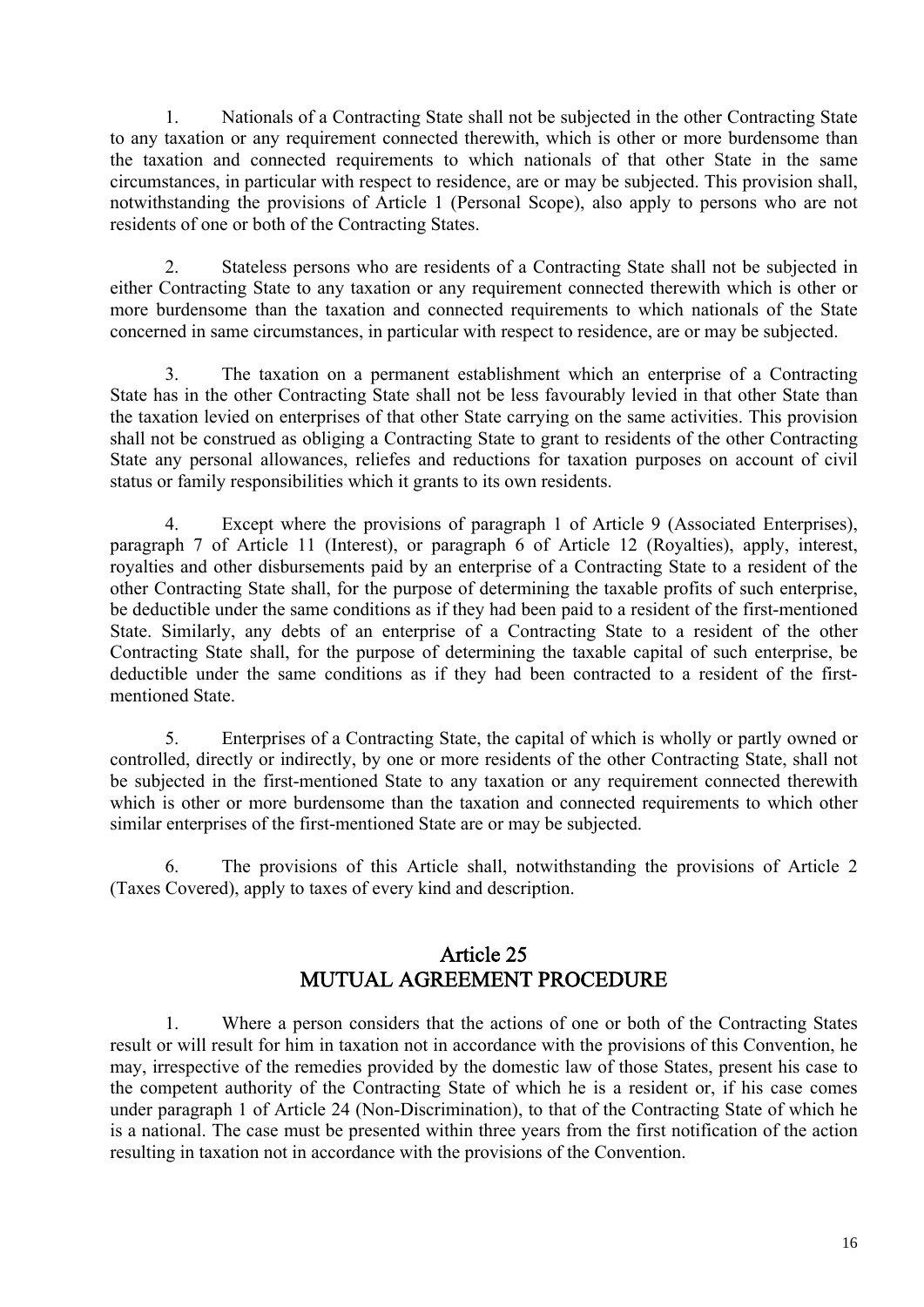1. Nationals of a Contracting State shall not be subjected in the other Contracting State to any taxation or any requirement connected therewith, which is other or more burdensome than the taxation and connected requirements to which nationals of that other State in the same circumstances, in particular with respect to residence, are or may be subjected. This provision shall, notwithstanding the provisions of Article 1 (Personal Scope), also apply to persons who are not residents of one or both of the Contracting States.

2. Stateless persons who are residents of a Contracting State shall not be subjected in either Contracting State to any taxation or any requirement connected therewith which is other or more burdensome than the taxation and connected requirements to which nationals of the State concerned in same circumstances, in particular with respect to residence, are or may be subjected.

3. The taxation on a permanent establishment which an enterprise of a Contracting State has in the other Contracting State shall not be less favourably levied in that other State than the taxation levied on enterprises of that other State carrying on the same activities. This provision shall not be construed as obliging a Contracting State to grant to residents of the other Contracting State any personal allowances, reliefes and reductions for taxation purposes on account of civil status or family responsibilities which it grants to its own residents.

4. Except where the provisions of paragraph 1 of Article 9 (Associated Enterprises), paragraph 7 of Article 11 (Interest), or paragraph 6 of Article 12 (Royalties), apply, interest, royalties and other disbursements paid by an enterprise of a Contracting State to a resident of the other Contracting State shall, for the purpose of determining the taxable profits of such enterprise, be deductible under the same conditions as if they had been paid to a resident of the first-mentioned State. Similarly, any debts of an enterprise of a Contracting State to a resident of the other Contracting State shall, for the purpose of determining the taxable capital of such enterprise, be deductible under the same conditions as if they had been contracted to a resident of the first-mentioned State.

5. Enterprises of a Contracting State, the capital of which is wholly or partly owned or controlled, directly or indirectly, by one or more residents of the other Contracting State, shall not be subjected in the first-mentioned State to any taxation or any requirement connected therewith which is other or more burdensome than the taxation and connected requirements to which other similar enterprises of the first-mentioned State are or may be subjected.

6. The provisions of this Article shall, notwithstanding the provisions of Article 2 (Taxes Covered), apply to taxes of every kind and description.

## Article 25
## MUTUAL AGREEMENT PROCEDURE

1. Where a person considers that the actions of one or both of the Contracting States result or will result for him in taxation not in accordance with the provisions of this Convention, he may, irrespective of the remedies provided by the domestic law of those States, present his case to the competent authority of the Contracting State of which he is a resident or, if his case comes under paragraph 1 of Article 24 (Non-Discrimination), to that of the Contracting State of which he is a national. The case must be presented within three years from the first notification of the action resulting in taxation not in accordance with the provisions of the Convention.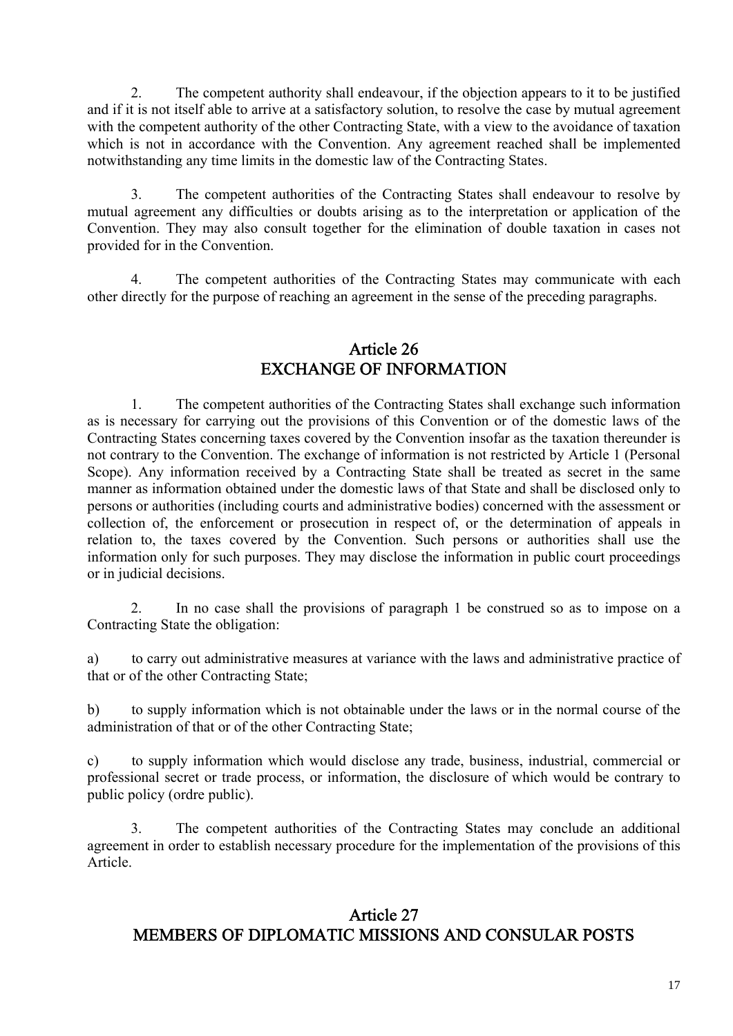2. The competent authority shall endeavour, if the objection appears to it to be justified and if it is not itself able to arrive at a satisfactory solution, to resolve the case by mutual agreement with the competent authority of the other Contracting State, with a view to the avoidance of taxation which is not in accordance with the Convention. Any agreement reached shall be implemented notwithstanding any time limits in the domestic law of the Contracting States.

3. The competent authorities of the Contracting States shall endeavour to resolve by mutual agreement any difficulties or doubts arising as to the interpretation or application of the Convention. They may also consult together for the elimination of double taxation in cases not provided for in the Convention.

4. The competent authorities of the Contracting States may communicate with each other directly for the purpose of reaching an agreement in the sense of the preceding paragraphs.

## Article 26
## EXCHANGE OF INFORMATION

1. The competent authorities of the Contracting States shall exchange such information as is necessary for carrying out the provisions of this Convention or of the domestic laws of the Contracting States concerning taxes covered by the Convention insofar as the taxation thereunder is not contrary to the Convention. The exchange of information is not restricted by Article 1 (Personal Scope). Any information received by a Contracting State shall be treated as secret in the same manner as information obtained under the domestic laws of that State and shall be disclosed only to persons or authorities (including courts and administrative bodies) concerned with the assessment or collection of, the enforcement or prosecution in respect of, or the determination of appeals in relation to, the taxes covered by the Convention. Such persons or authorities shall use the information only for such purposes. They may disclose the information in public court proceedings or in judicial decisions.

2. In no case shall the provisions of paragraph 1 be construed so as to impose on a Contracting State the obligation:

a) to carry out administrative measures at variance with the laws and administrative practice of that or of the other Contracting State;

b) to supply information which is not obtainable under the laws or in the normal course of the administration of that or of the other Contracting State;

c) to supply information which would disclose any trade, business, industrial, commercial or professional secret or trade process, or information, the disclosure of which would be contrary to public policy (ordre public).

3. The competent authorities of the Contracting States may conclude an additional agreement in order to establish necessary procedure for the implementation of the provisions of this Article.

## Article 27
## MEMBERS OF DIPLOMATIC MISSIONS AND CONSULAR POSTS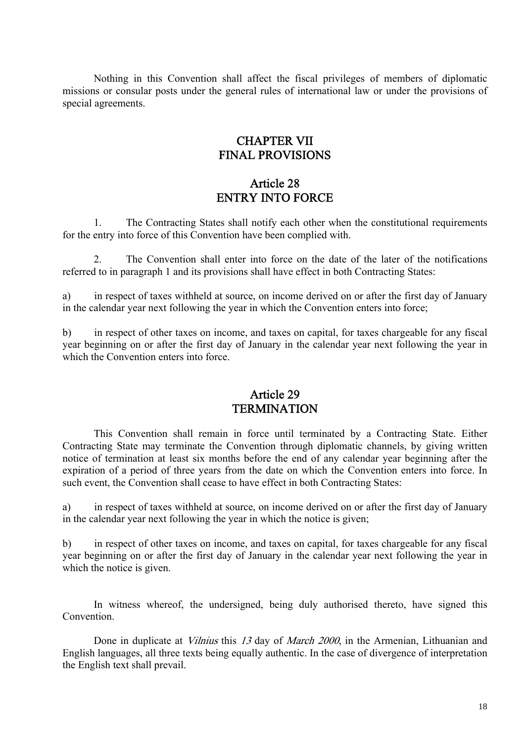Nothing in this Convention shall affect the fiscal privileges of members of diplomatic missions or consular posts under the general rules of international law or under the provisions of special agreements.

## CHAPTER VII
## FINAL PROVISIONS

### Article 28
### ENTRY INTO FORCE

1. The Contracting States shall notify each other when the constitutional requirements for the entry into force of this Convention have been complied with.

2. The Convention shall enter into force on the date of the later of the notifications referred to in paragraph 1 and its provisions shall have effect in both Contracting States:

a) in respect of taxes withheld at source, on income derived on or after the first day of January in the calendar year next following the year in which the Convention enters into force;

b) in respect of other taxes on income, and taxes on capital, for taxes chargeable for any fiscal year beginning on or after the first day of January in the calendar year next following the year in which the Convention enters into force.

### Article 29
### TERMINATION

This Convention shall remain in force until terminated by a Contracting State. Either Contracting State may terminate the Convention through diplomatic channels, by giving written notice of termination at least six months before the end of any calendar year beginning after the expiration of a period of three years from the date on which the Convention enters into force. In such event, the Convention shall cease to have effect in both Contracting States:

a) in respect of taxes withheld at source, on income derived on or after the first day of January in the calendar year next following the year in which the notice is given;

b) in respect of other taxes on income, and taxes on capital, for taxes chargeable for any fiscal year beginning on or after the first day of January in the calendar year next following the year in which the notice is given.

In witness whereof, the undersigned, being duly authorised thereto, have signed this Convention.

Done in duplicate at *Vilnius* this *13* day of *March 2000*, in the Armenian, Lithuanian and English languages, all three texts being equally authentic. In the case of divergence of interpretation the English text shall prevail.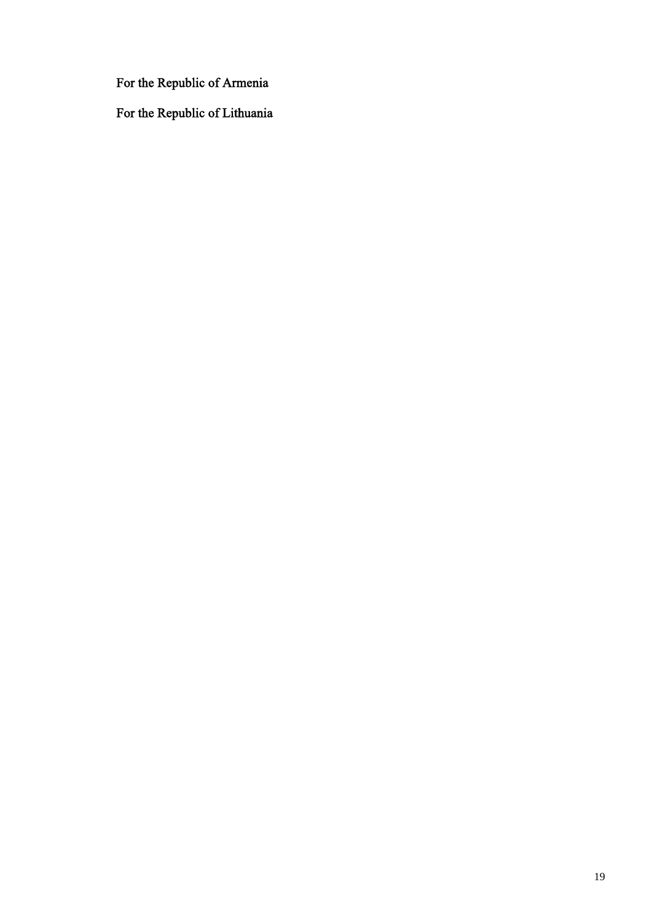For the Republic of Armenia

For the Republic of Lithuania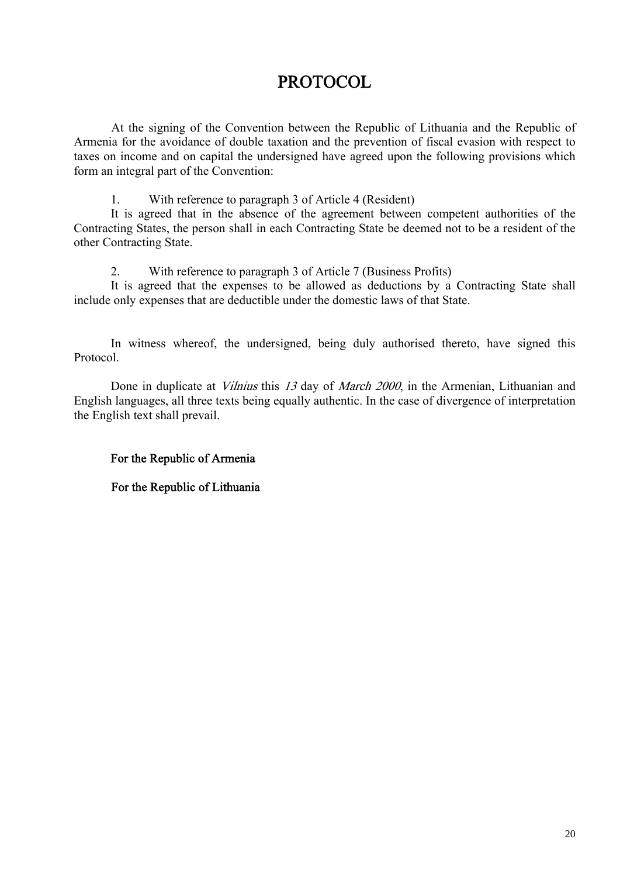# PROTOCOL

At the signing of the Convention between the Republic of Lithuania and the Republic of Armenia for the avoidance of double taxation and the prevention of fiscal evasion with respect to taxes on income and on capital the undersigned have agreed upon the following provisions which form an integral part of the Convention:

1. With reference to paragraph 3 of Article 4 (Resident)

It is agreed that in the absence of the agreement between competent authorities of the Contracting States, the person shall in each Contracting State be deemed not to be a resident of the other Contracting State.

2. With reference to paragraph 3 of Article 7 (Business Profits)

It is agreed that the expenses to be allowed as deductions by a Contracting State shall include only expenses that are deductible under the domestic laws of that State.

In witness whereof, the undersigned, being duly authorised thereto, have signed this Protocol.

Done in duplicate at *Vilnius* this *13* day of *March 2000*, in the Armenian, Lithuanian and English languages, all three texts being equally authentic. In the case of divergence of interpretation the English text shall prevail.

For the Republic of Armenia

For the Republic of Lithuania